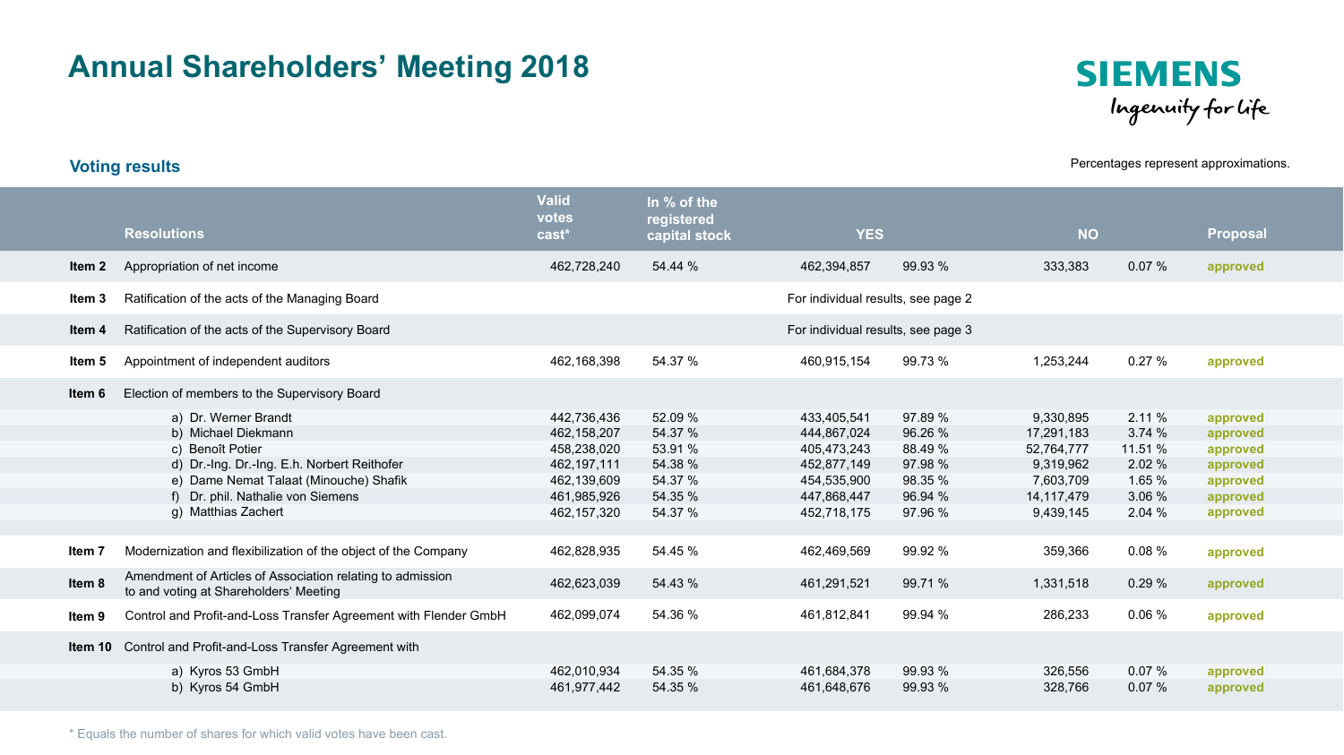# Annual Shareholders' Meeting 2018

SIEMENS
Ingenuity for life

## Voting results

Percentages represent approximations.

| | Resolutions | Valid votes cast* | In % of the registered capital stock | YES | | NO | | Proposal |
|---|---|---|---|---|---|---|---|---|
| Item 2 | Appropriation of net income | 462,728,240 | 54.44 % | 462,394,857 | 99.93 % | 333,383 | 0.07 % | approved |
| Item 3 | Ratification of the acts of the Managing Board | | | For individual results, see page 2 | | | | |
| Item 4 | Ratification of the acts of the Supervisory Board | | | For individual results, see page 3 | | | | |
| Item 5 | Appointment of independent auditors | 462,168,398 | 54.37 % | 460,915,154 | 99.73 % | 1,253,244 | 0.27 % | approved |
| Item 6 | Election of members to the Supervisory Board | | | | | | | |
| | a) Dr. Werner Brandt | 442,736,436 | 52.09 % | 433,405,541 | 97.89 % | 9,330,895 | 2.11 % | approved |
| | b) Michael Diekmann | 462,158,207 | 54.37 % | 444,867,024 | 96.26 % | 17,291,183 | 3.74 % | approved |
| | c) Benoît Potier | 458,238,020 | 53.91 % | 405,473,243 | 88.49 % | 52,764,777 | 11.51 % | approved |
| | d) Dr.-Ing. Dr.-Ing. E.h. Norbert Reithofer | 462,197,111 | 54.38 % | 452,877,149 | 97.98 % | 9,319,962 | 2.02 % | approved |
| | e) Dame Nemat Talaat (Minouche) Shafik | 462,139,609 | 54.37 % | 454,535,900 | 98.35 % | 7,603,709 | 1.65 % | approved |
| | f) Dr. phil. Nathalie von Siemens | 461,985,926 | 54.35 % | 447,868,447 | 96.94 % | 14,117,479 | 3.06 % | approved |
| | g) Matthias Zachert | 462,157,320 | 54.37 % | 452,718,175 | 97.96 % | 9,439,145 | 2.04 % | approved |
| Item 7 | Modernization and flexibilization of the object of the Company | 462,828,935 | 54.45 % | 462,469,569 | 99.92 % | 359,366 | 0.08 % | approved |
| Item 8 | Amendment of Articles of Association relating to admission to and voting at Shareholders' Meeting | 462,623,039 | 54.43 % | 461,291,521 | 99.71 % | 1,331,518 | 0.29 % | approved |
| Item 9 | Control and Profit-and-Loss Transfer Agreement with Flender GmbH | 462,099,074 | 54.36 % | 461,812,841 | 99.94 % | 286,233 | 0.06 % | approved |
| Item 10 | Control and Profit-and-Loss Transfer Agreement with | | | | | | | |
| | a) Kyros 53 GmbH | 462,010,934 | 54.35 % | 461,684,378 | 99.93 % | 326,556 | 0.07 % | approved |
| | b) Kyros 54 GmbH | 461,977,442 | 54.35 % | 461,648,676 | 99.93 % | 328,766 | 0.07 % | approved |

* Equals the number of shares for which valid votes have been cast.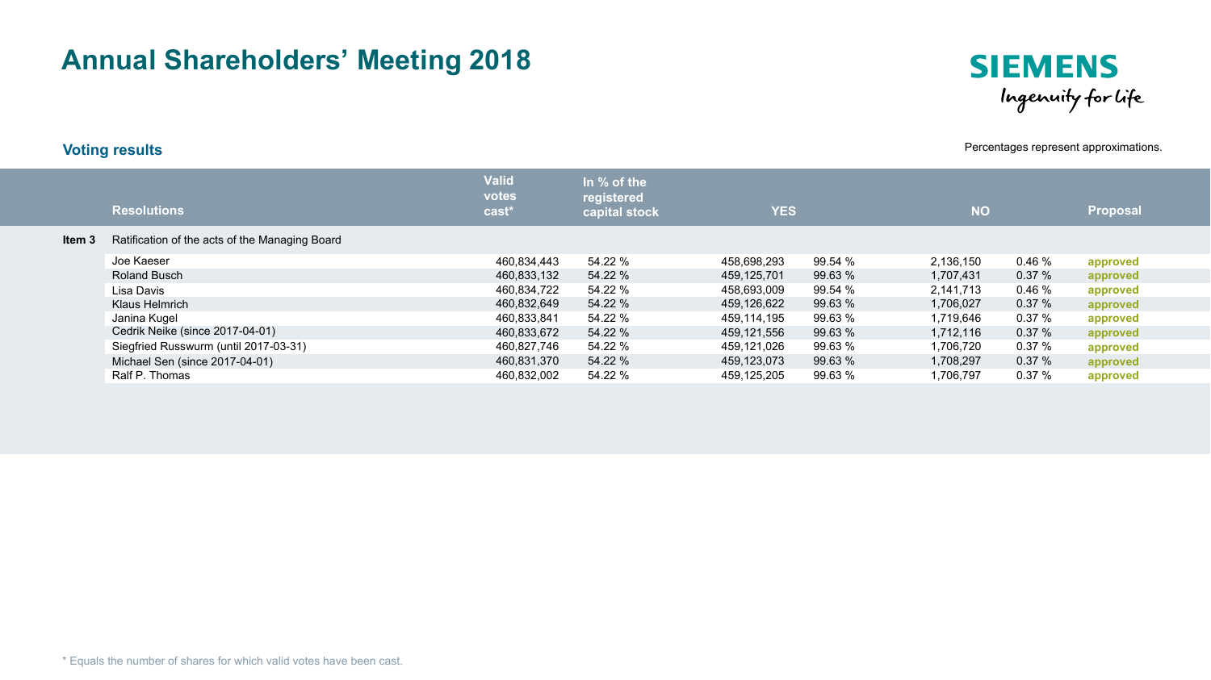# Annual Shareholders' Meeting 2018

## Voting results

Percentages represent approximations.

| | Resolutions | Valid votes cast* | In % of the registered capital stock | YES | | NO | | Proposal |
|---|---|---|---|---|---|---|---|---|
| **Item 3** | Ratification of the acts of the Managing Board | | | | | | | |
| | Joe Kaeser | 460,834,443 | 54.22 % | 458,698,293 | 99.54 % | 2,136,150 | 0.46 % | approved |
| | Roland Busch | 460,833,132 | 54.22 % | 459,125,701 | 99.63 % | 1,707,431 | 0.37 % | approved |
| | Lisa Davis | 460,834,722 | 54.22 % | 458,693,009 | 99.54 % | 2,141,713 | 0.46 % | approved |
| | Klaus Helmrich | 460,832,649 | 54.22 % | 459,126,622 | 99.63 % | 1,706,027 | 0.37 % | approved |
| | Janina Kugel | 460,833,841 | 54.22 % | 459,114,195 | 99.63 % | 1,719,646 | 0.37 % | approved |
| | Cedrik Neike (since 2017-04-01) | 460,833,672 | 54.22 % | 459,121,556 | 99.63 % | 1,712,116 | 0.37 % | approved |
| | Siegfried Russwurm (until 2017-03-31) | 460,827,746 | 54.22 % | 459,121,026 | 99.63 % | 1,706,720 | 0.37 % | approved |
| | Michael Sen (since 2017-04-01) | 460,831,370 | 54.22 % | 459,123,073 | 99.63 % | 1,708,297 | 0.37 % | approved |
| | Ralf P. Thomas | 460,832,002 | 54.22 % | 459,125,205 | 99.63 % | 1,706,797 | 0.37 % | approved |

* Equals the number of shares for which valid votes have been cast.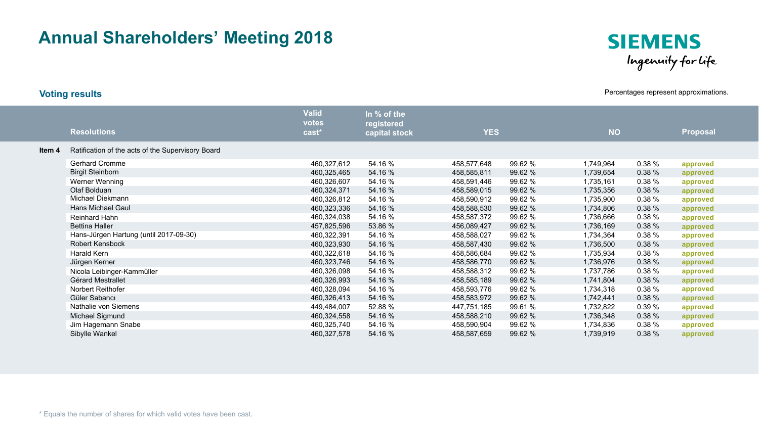# Annual Shareholders' Meeting 2018

SIEMENS
Ingenuity for life

## Voting results

Percentages represent approximations.

| | Resolutions | Valid votes cast* | In % of the registered capital stock | YES | | NO | | Proposal |
|---|---|---|---|---|---|---|---|---|
| Item 4 | Ratification of the acts of the Supervisory Board | | | | | | | |
| | Gerhard Cromme | 460,327,612 | 54.16 % | 458,577,648 | 99.62 % | 1,749,964 | 0.38 % | approved |
| | Birgit Steinborn | 460,325,465 | 54.16 % | 458,585,811 | 99.62 % | 1,739,654 | 0.38 % | approved |
| | Werner Wenning | 460,326,607 | 54.16 % | 458,591,446 | 99.62 % | 1,735,161 | 0.38 % | approved |
| | Olaf Bolduan | 460,324,371 | 54.16 % | 458,589,015 | 99.62 % | 1,735,356 | 0.38 % | approved |
| | Michael Diekmann | 460,326,812 | 54.16 % | 458,590,912 | 99.62 % | 1,735,900 | 0.38 % | approved |
| | Hans Michael Gaul | 460,323,336 | 54.16 % | 458,588,530 | 99.62 % | 1,734,806 | 0.38 % | approved |
| | Reinhard Hahn | 460,324,038 | 54.16 % | 458,587,372 | 99.62 % | 1,736,666 | 0.38 % | approved |
| | Bettina Haller | 457,825,596 | 53.86 % | 456,089,427 | 99.62 % | 1,736,169 | 0.38 % | approved |
| | Hans-Jürgen Hartung (until 2017-09-30) | 460,322,391 | 54.16 % | 458,588,027 | 99.62 % | 1,734,364 | 0.38 % | approved |
| | Robert Kensbock | 460,323,930 | 54.16 % | 458,587,430 | 99.62 % | 1,736,500 | 0.38 % | approved |
| | Harald Kern | 460,322,618 | 54.16 % | 458,586,684 | 99.62 % | 1,735,934 | 0.38 % | approved |
| | Jürgen Kerner | 460,323,746 | 54.16 % | 458,586,770 | 99.62 % | 1,736,976 | 0.38 % | approved |
| | Nicola Leibinger-Kammüller | 460,326,098 | 54.16 % | 458,588,312 | 99.62 % | 1,737,786 | 0.38 % | approved |
| | Gérard Mestrallet | 460,326,993 | 54.16 % | 458,585,189 | 99.62 % | 1,741,804 | 0.38 % | approved |
| | Norbert Reithofer | 460,328,094 | 54.16 % | 458,593,776 | 99.62 % | 1,734,318 | 0.38 % | approved |
| | Güler Sabancı | 460,326,413 | 54.16 % | 458,583,972 | 99.62 % | 1,742,441 | 0.38 % | approved |
| | Nathalie von Siemens | 449,484,007 | 52.88 % | 447,751,185 | 99.61 % | 1,732,822 | 0.39 % | approved |
| | Michael Sigmund | 460,324,558 | 54.16 % | 458,588,210 | 99.62 % | 1,736,348 | 0.38 % | approved |
| | Jim Hagemann Snabe | 460,325,740 | 54.16 % | 458,590,904 | 99.62 % | 1,734,836 | 0.38 % | approved |
| | Sibylle Wankel | 460,327,578 | 54.16 % | 458,587,659 | 99.62 % | 1,739,919 | 0.38 % | approved |

* Equals the number of shares for which valid votes have been cast.